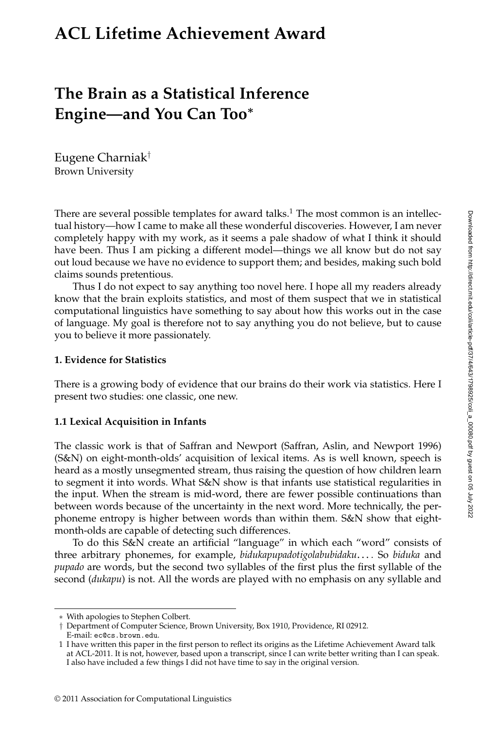# ACL Lifetime Achievement Award

## The Brain as a Statistical Inference Engine—and You Can Too*

Eugene Charniak[†]
Brown University

There are several possible templates for award talks.[1] The most common is an intellectual history—how I came to make all these wonderful discoveries. However, I am never completely happy with my work, as it seems a pale shadow of what I think it should have been. Thus I am picking a different model—things we all know but do not say out loud because we have no evidence to support them; and besides, making such bold claims sounds pretentious.

Thus I do not expect to say anything too novel here. I hope all my readers already know that the brain exploits statistics, and most of them suspect that we in statistical computational linguistics have something to say about how this works out in the case of language. My goal is therefore not to say anything you do not believe, but to cause you to believe it more passionately.

### 1. Evidence for Statistics

There is a growing body of evidence that our brains do their work via statistics. Here I present two studies: one classic, one new.

#### 1.1 Lexical Acquisition in Infants

The classic work is that of Saffran and Newport (Saffran, Aslin, and Newport 1996) (S&N) on eight-month-olds' acquisition of lexical items. As is well known, speech is heard as a mostly unsegmented stream, thus raising the question of how children learn to segment it into words. What S&N show is that infants use statistical regularities in the input. When the stream is mid-word, there are fewer possible continuations than between words because of the uncertainty in the next word. More technically, the per-phoneme entropy is higher between words than within them. S&N show that eight-month-olds are capable of detecting such differences.

To do this S&N create an artificial "language" in which each "word" consists of three arbitrary phonemes, for example, *bidukapupadotigolabubidaku*.... So *biduka* and *pupado* are words, but the second two syllables of the first plus the first syllable of the second (*dukapu*) is not. All the words are played with no emphasis on any syllable and

---

* With apologies to Stephen Colbert.

† Department of Computer Science, Brown University, Box 1910, Providence, RI 02912. E-mail: ec@cs.brown.edu.

1 I have written this paper in the first person to reflect its origins as the Lifetime Achievement Award talk at ACL-2011. It is not, however, based upon a transcript, since I can write better writing than I can speak. I also have included a few things I did not have time to say in the original version.

© 2011 Association for Computational Linguistics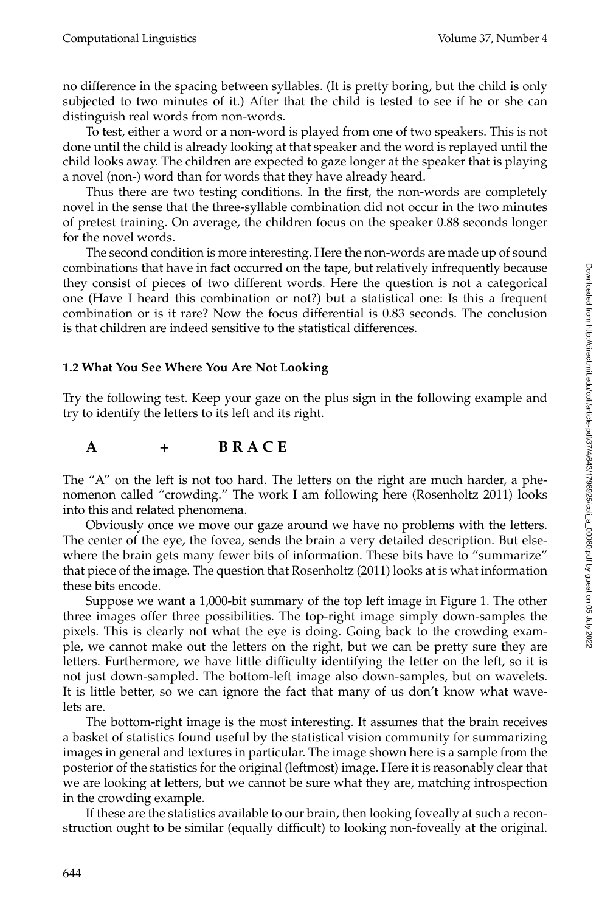no difference in the spacing between syllables. (It is pretty boring, but the child is only subjected to two minutes of it.) After that the child is tested to see if he or she can distinguish real words from non-words.

To test, either a word or a non-word is played from one of two speakers. This is not done until the child is already looking at that speaker and the word is replayed until the child looks away. The children are expected to gaze longer at the speaker that is playing a novel (non-) word than for words that they have already heard.

Thus there are two testing conditions. In the first, the non-words are completely novel in the sense that the three-syllable combination did not occur in the two minutes of pretest training. On average, the children focus on the speaker 0.88 seconds longer for the novel words.

The second condition is more interesting. Here the non-words are made up of sound combinations that have in fact occurred on the tape, but relatively infrequently because they consist of pieces of two different words. Here the question is not a categorical one (Have I heard this combination or not?) but a statistical one: Is this a frequent combination or is it rare? Now the focus differential is 0.83 seconds. The conclusion is that children are indeed sensitive to the statistical differences.

### 1.2 What You See Where You Are Not Looking

Try the following test. Keep your gaze on the plus sign in the following example and try to identify the letters to its left and its right.

**A + B R A C E**

The "A" on the left is not too hard. The letters on the right are much harder, a phenomenon called "crowding." The work I am following here (Rosenholtz 2011) looks into this and related phenomena.

Obviously once we move our gaze around we have no problems with the letters. The center of the eye, the fovea, sends the brain a very detailed description. But elsewhere the brain gets many fewer bits of information. These bits have to "summarize" that piece of the image. The question that Rosenholtz (2011) looks at is what information these bits encode.

Suppose we want a 1,000-bit summary of the top left image in Figure 1. The other three images offer three possibilities. The top-right image simply down-samples the pixels. This is clearly not what the eye is doing. Going back to the crowding example, we cannot make out the letters on the right, but we can be pretty sure they are letters. Furthermore, we have little difficulty identifying the letter on the left, so it is not just down-sampled. The bottom-left image also down-samples, but on wavelets. It is little better, so we can ignore the fact that many of us don't know what wavelets are.

The bottom-right image is the most interesting. It assumes that the brain receives a basket of statistics found useful by the statistical vision community for summarizing images in general and textures in particular. The image shown here is a sample from the posterior of the statistics for the original (leftmost) image. Here it is reasonably clear that we are looking at letters, but we cannot be sure what they are, matching introspection in the crowding example.

If these are the statistics available to our brain, then looking foveally at such a reconstruction ought to be similar (equally difficult) to looking non-foveally at the original.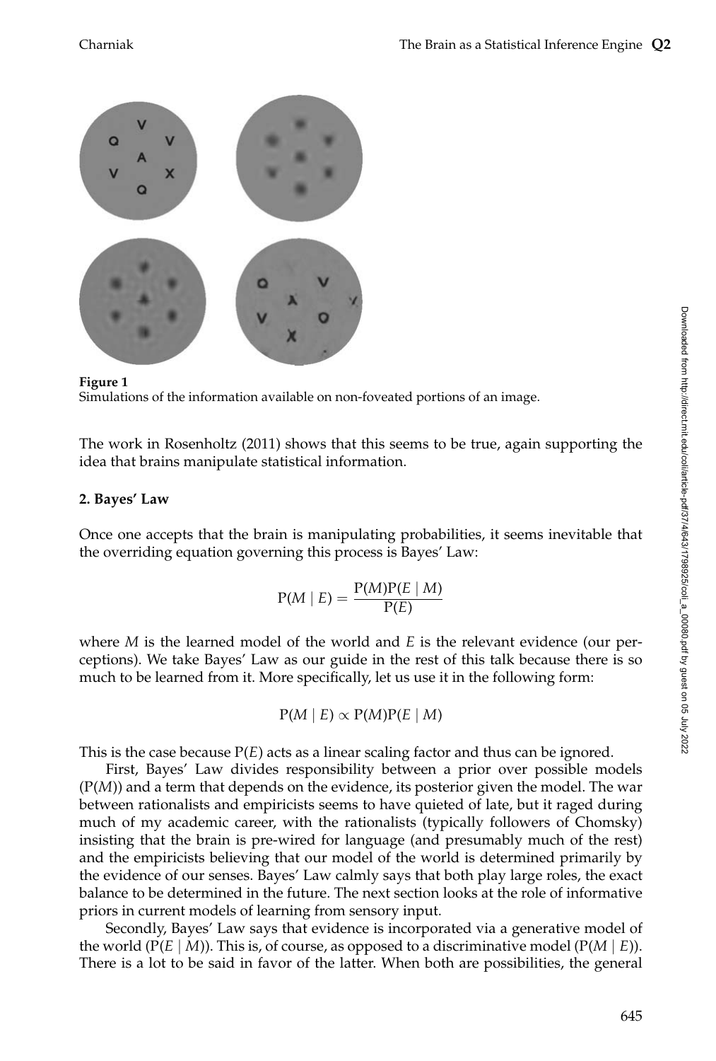**Figure 1**
Simulations of the information available on non-foveated portions of an image.

The work in Rosenholtz (2011) shows that this seems to be true, again supporting the idea that brains manipulate statistical information.

## 2. Bayes' Law

Once one accepts that the brain is manipulating probabilities, it seems inevitable that the overriding equation governing this process is Bayes' Law:

$$P(M \mid E) = \frac{P(M)P(E \mid M)}{P(E)}$$

where $M$ is the learned model of the world and $E$ is the relevant evidence (our perceptions). We take Bayes' Law as our guide in the rest of this talk because there is so much to be learned from it. More specifically, let us use it in the following form:

$$P(M \mid E) \propto P(M)P(E \mid M)$$

This is the case because $P(E)$ acts as a linear scaling factor and thus can be ignored.

First, Bayes' Law divides responsibility between a prior over possible models ($P(M)$) and a term that depends on the evidence, its posterior given the model. The war between rationalists and empiricists seems to have quieted of late, but it raged during much of my academic career, with the rationalists (typically followers of Chomsky) insisting that the brain is pre-wired for language (and presumably much of the rest) and the empiricists believing that our model of the world is determined primarily by the evidence of our senses. Bayes' Law calmly says that both play large roles, the exact balance to be determined in the future. The next section looks at the role of informative priors in current models of learning from sensory input.

Secondly, Bayes' Law says that evidence is incorporated via a generative model of the world ($P(E \mid M)$). This is, of course, as opposed to a discriminative model ($P(M \mid E)$). There is a lot to be said in favor of the latter. When both are possibilities, the general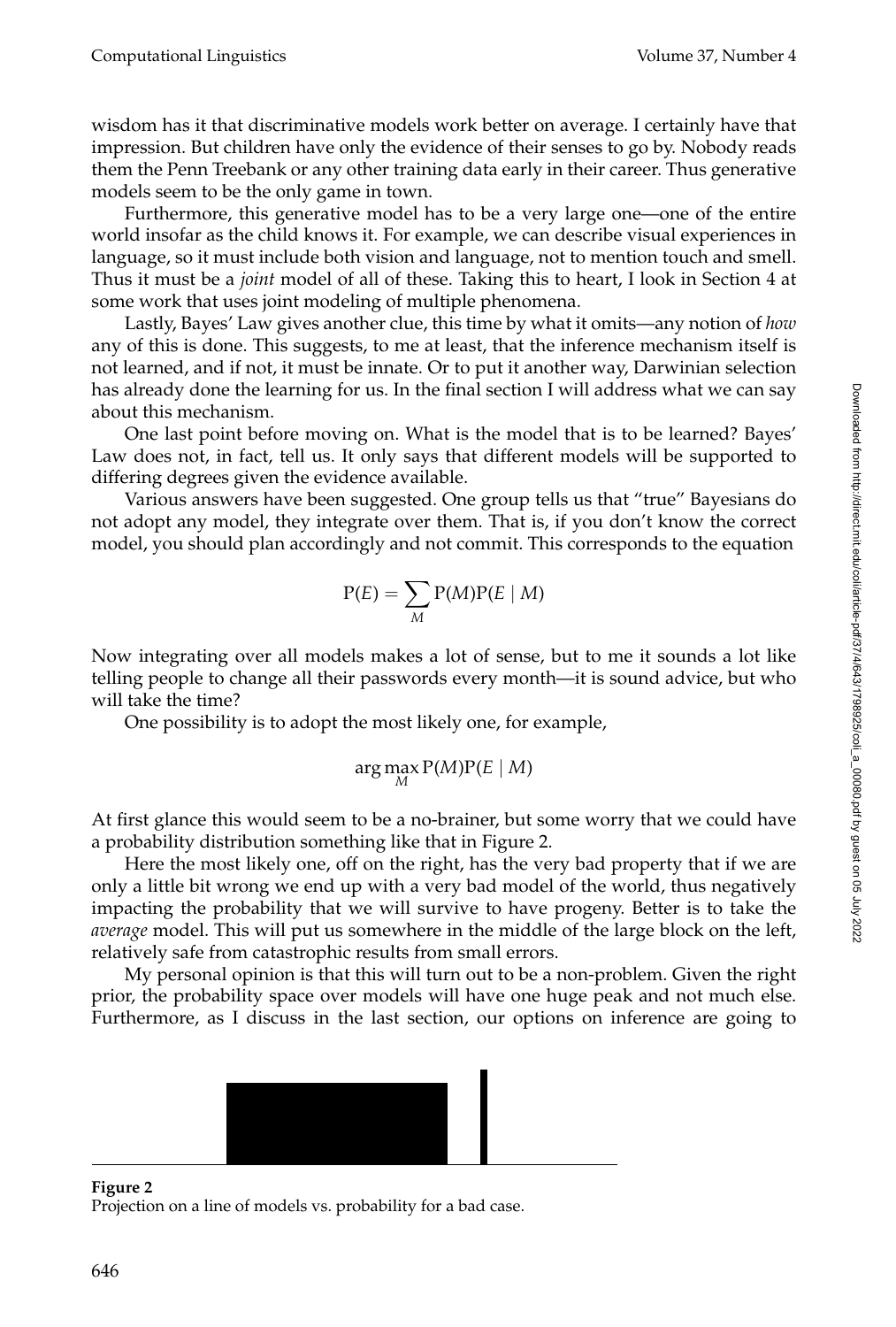wisdom has it that discriminative models work better on average. I certainly have that impression. But children have only the evidence of their senses to go by. Nobody reads them the Penn Treebank or any other training data early in their career. Thus generative models seem to be the only game in town.

Furthermore, this generative model has to be a very large one—one of the entire world insofar as the child knows it. For example, we can describe visual experiences in language, so it must include both vision and language, not to mention touch and smell. Thus it must be a *joint* model of all of these. Taking this to heart, I look in Section 4 at some work that uses joint modeling of multiple phenomena.

Lastly, Bayes' Law gives another clue, this time by what it omits—any notion of *how* any of this is done. This suggests, to me at least, that the inference mechanism itself is not learned, and if not, it must be innate. Or to put it another way, Darwinian selection has already done the learning for us. In the final section I will address what we can say about this mechanism.

One last point before moving on. What is the model that is to be learned? Bayes' Law does not, in fact, tell us. It only says that different models will be supported to differing degrees given the evidence available.

Various answers have been suggested. One group tells us that "true" Bayesians do not adopt any model, they integrate over them. That is, if you don't know the correct model, you should plan accordingly and not commit. This corresponds to the equation

$$\mathrm{P}(E) = \sum_{M} \mathrm{P}(M)\mathrm{P}(E \mid M)$$

Now integrating over all models makes a lot of sense, but to me it sounds a lot like telling people to change all their passwords every month—it is sound advice, but who will take the time?

One possibility is to adopt the most likely one, for example,

$$\arg\max_{M} \mathrm{P}(M)\mathrm{P}(E \mid M)$$

At first glance this would seem to be a no-brainer, but some worry that we could have a probability distribution something like that in Figure 2.

Here the most likely one, off on the right, has the very bad property that if we are only a little bit wrong we end up with a very bad model of the world, thus negatively impacting the probability that we will survive to have progeny. Better is to take the *average* model. This will put us somewhere in the middle of the large block on the left, relatively safe from catastrophic results from small errors.

My personal opinion is that this will turn out to be a non-problem. Given the right prior, the probability space over models will have one huge peak and not much else. Furthermore, as I discuss in the last section, our options on inference are going to

**Figure 2**
Projection on a line of models vs. probability for a bad case.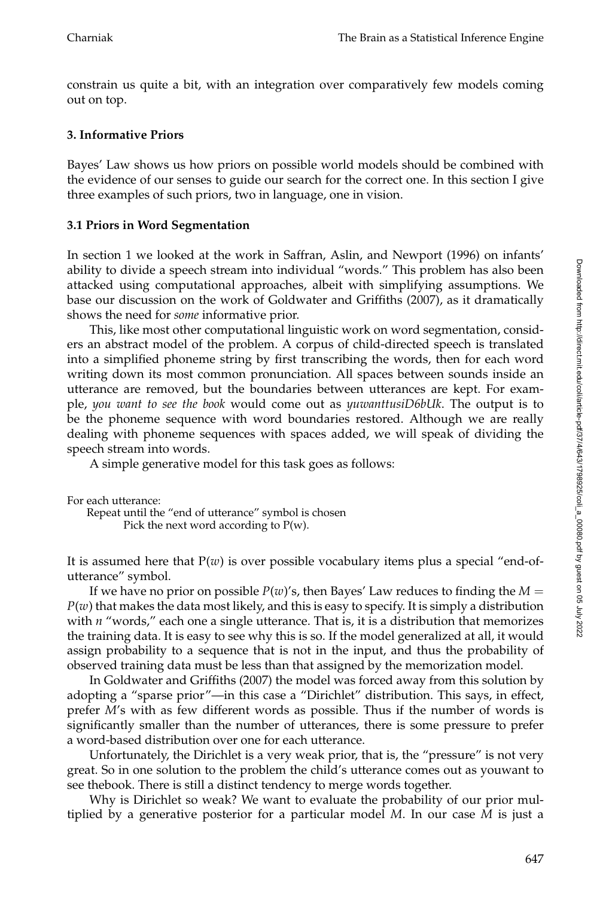constrain us quite a bit, with an integration over comparatively few models coming out on top.

### 3. Informative Priors

Bayes' Law shows us how priors on possible world models should be combined with the evidence of our senses to guide our search for the correct one. In this section I give three examples of such priors, two in language, one in vision.

### 3.1 Priors in Word Segmentation

In section 1 we looked at the work in Saffran, Aslin, and Newport (1996) on infants' ability to divide a speech stream into individual "words." This problem has also been attacked using computational approaches, albeit with simplifying assumptions. We base our discussion on the work of Goldwater and Griffiths (2007), as it dramatically shows the need for *some* informative prior.

This, like most other computational linguistic work on word segmentation, considers an abstract model of the problem. A corpus of child-directed speech is translated into a simplified phoneme string by first transcribing the words, then for each word writing down its most common pronunciation. All spaces between sounds inside an utterance are removed, but the boundaries between utterances are kept. For example, *you want to see the book* would come out as *yuwanttusiD6bUk*. The output is to be the phoneme sequence with word boundaries restored. Although we are really dealing with phoneme sequences with spaces added, we will speak of dividing the speech stream into words.

A simple generative model for this task goes as follows:

```
For each utterance:
    Repeat until the "end of utterance" symbol is chosen
        Pick the next word according to P(w).
```

It is assumed here that $P(w)$ is over possible vocabulary items plus a special "end-of-utterance" symbol.

If we have no prior on possible $P(w)$'s, then Bayes' Law reduces to finding the $M = P(w)$ that makes the data most likely, and this is easy to specify. It is simply a distribution with $n$ "words," each one a single utterance. That is, it is a distribution that memorizes the training data. It is easy to see why this is so. If the model generalized at all, it would assign probability to a sequence that is not in the input, and thus the probability of observed training data must be less than that assigned by the memorization model.

In Goldwater and Griffiths (2007) the model was forced away from this solution by adopting a "sparse prior"—in this case a "Dirichlet" distribution. This says, in effect, prefer $M$'s with as few different words as possible. Thus if the number of words is significantly smaller than the number of utterances, there is some pressure to prefer a word-based distribution over one for each utterance.

Unfortunately, the Dirichlet is a very weak prior, that is, the "pressure" is not very great. So in one solution to the problem the child's utterance comes out as youwant to see thebook. There is still a distinct tendency to merge words together.

Why is Dirichlet so weak? We want to evaluate the probability of our prior multiplied by a generative posterior for a particular model $M$. In our case $M$ is just a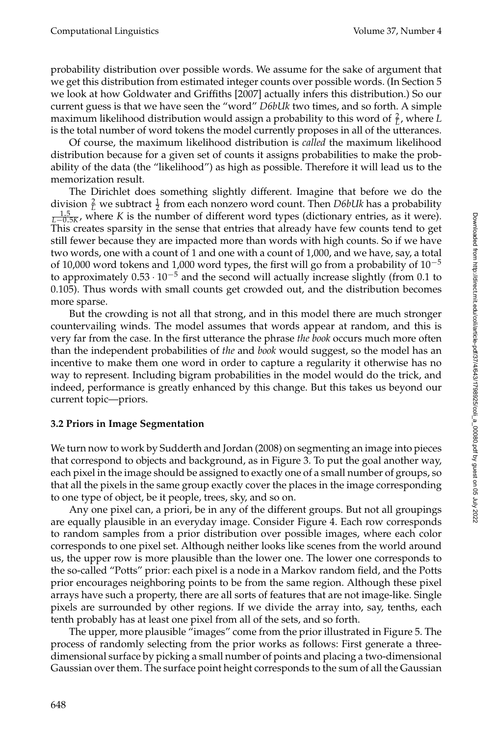probability distribution over possible words. We assume for the sake of argument that we get this distribution from estimated integer counts over possible words. (In Section 5 we look at how Goldwater and Griffiths [2007] actually infers this distribution.) So our current guess is that we have seen the "word" *D6bUk* two times, and so forth. A simple maximum likelihood distribution would assign a probability to this word of $\frac{2}{L}$, where $L$ is the total number of word tokens the model currently proposes in all of the utterances.

Of course, the maximum likelihood distribution is *called* the maximum likelihood distribution because for a given set of counts it assigns probabilities to make the probability of the data (the "likelihood") as high as possible. Therefore it will lead us to the memorization result.

The Dirichlet does something slightly different. Imagine that before we do the division $\frac{2}{L}$ we subtract $\frac{1}{2}$ from each nonzero word count. Then *D6bUk* has a probability $\frac{1.5}{L-0.5K}$, where $K$ is the number of different word types (dictionary entries, as it were). This creates sparsity in the sense that entries that already have few counts tend to get still fewer because they are impacted more than words with high counts. So if we have two words, one with a count of 1 and one with a count of 1,000, and we have, say, a total of 10,000 word tokens and 1,000 word types, the first will go from a probability of $10^{-5}$ to approximately $0.53 \cdot 10^{-5}$ and the second will actually increase slightly (from 0.1 to 0.105). Thus words with small counts get crowded out, and the distribution becomes more sparse.

But the crowding is not all that strong, and in this model there are much stronger countervailing winds. The model assumes that words appear at random, and this is very far from the case. In the first utterance the phrase *the book* occurs much more often than the independent probabilities of *the* and *book* would suggest, so the model has an incentive to make them one word in order to capture a regularity it otherwise has no way to represent. Including bigram probabilities in the model would do the trick, and indeed, performance is greatly enhanced by this change. But this takes us beyond our current topic—priors.

### 3.2 Priors in Image Segmentation

We turn now to work by Sudderth and Jordan (2008) on segmenting an image into pieces that correspond to objects and background, as in Figure 3. To put the goal another way, each pixel in the image should be assigned to exactly one of a small number of groups, so that all the pixels in the same group exactly cover the places in the image corresponding to one type of object, be it people, trees, sky, and so on.

Any one pixel can, a priori, be in any of the different groups. But not all groupings are equally plausible in an everyday image. Consider Figure 4. Each row corresponds to random samples from a prior distribution over possible images, where each color corresponds to one pixel set. Although neither looks like scenes from the world around us, the upper row is more plausible than the lower one. The lower one corresponds to the so-called "Potts" prior: each pixel is a node in a Markov random field, and the Potts prior encourages neighboring points to be from the same region. Although these pixel arrays have such a property, there are all sorts of features that are not image-like. Single pixels are surrounded by other regions. If we divide the array into, say, tenths, each tenth probably has at least one pixel from all of the sets, and so forth.

The upper, more plausible "images" come from the prior illustrated in Figure 5. The process of randomly selecting from the prior works as follows: First generate a three-dimensional surface by picking a small number of points and placing a two-dimensional Gaussian over them. The surface point height corresponds to the sum of all the Gaussian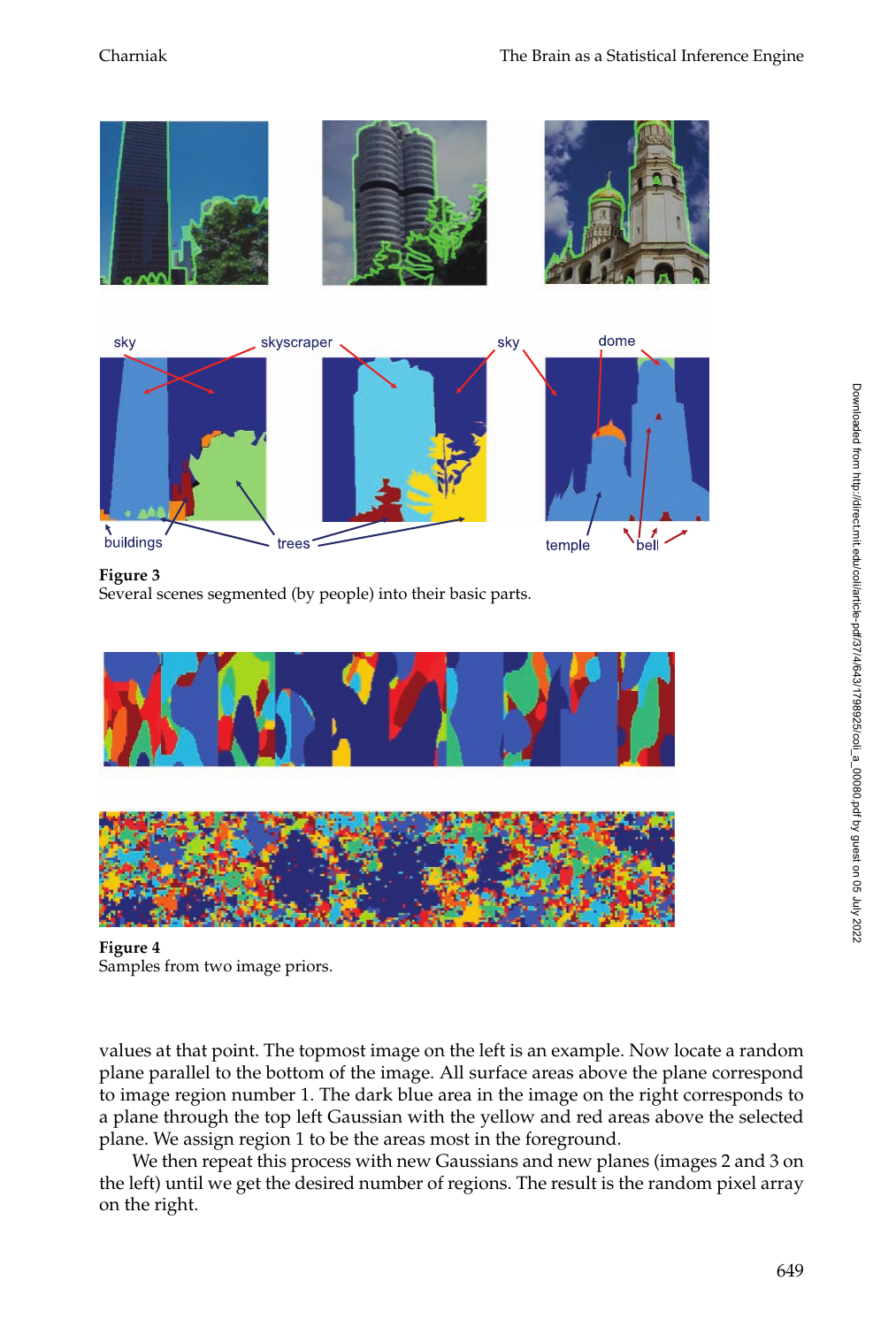**Figure 3**
Several scenes segmented (by people) into their basic parts.

**Figure 4**
Samples from two image priors.

values at that point. The topmost image on the left is an example. Now locate a random plane parallel to the bottom of the image. All surface areas above the plane correspond to image region number 1. The dark blue area in the image on the right corresponds to a plane through the top left Gaussian with the yellow and red areas above the selected plane. We assign region 1 to be the areas most in the foreground.

We then repeat this process with new Gaussians and new planes (images 2 and 3 on the left) until we get the desired number of regions. The result is the random pixel array on the right.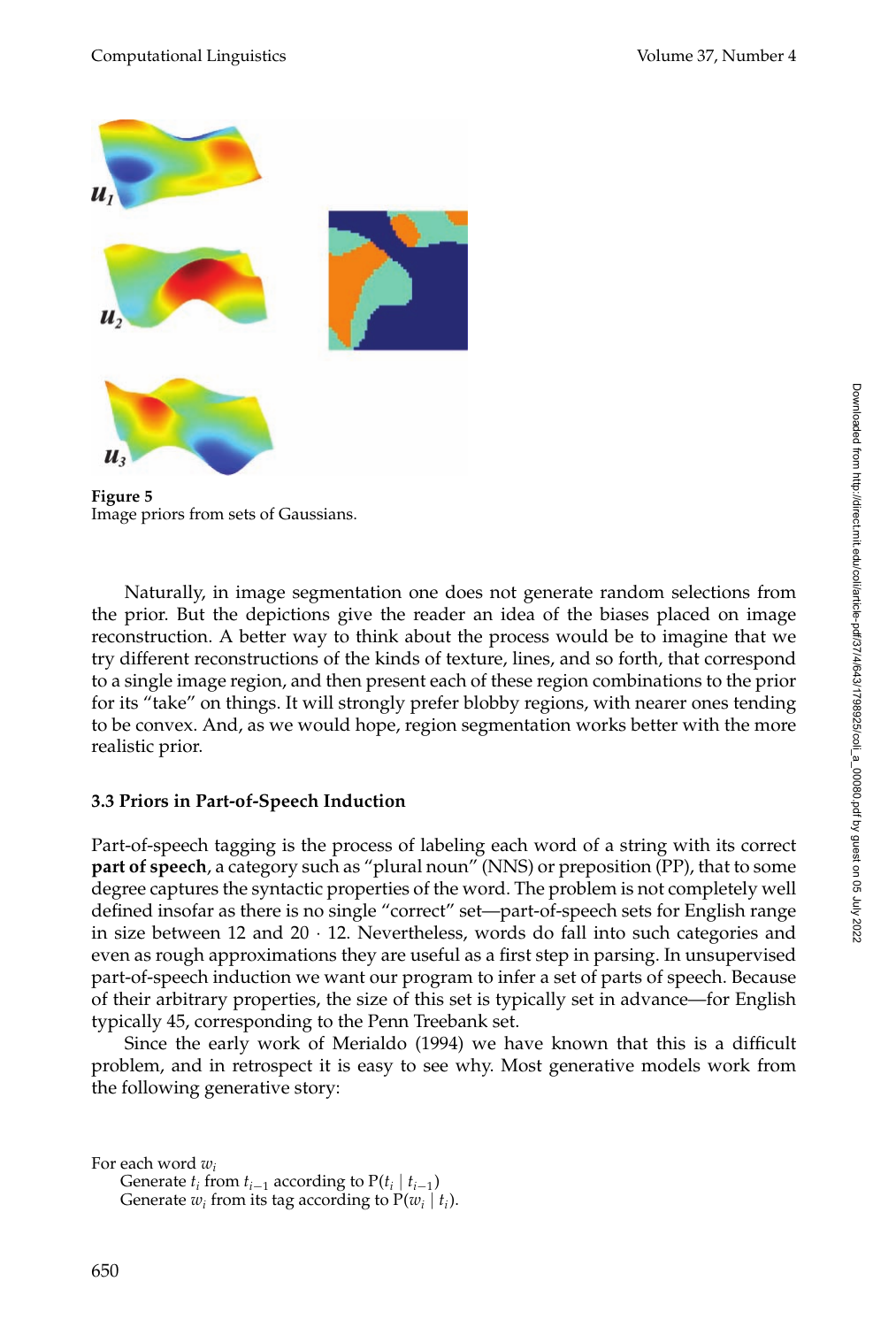**Figure 5**
Image priors from sets of Gaussians.

Naturally, in image segmentation one does not generate random selections from the prior. But the depictions give the reader an idea of the biases placed on image reconstruction. A better way to think about the process would be to imagine that we try different reconstructions of the kinds of texture, lines, and so forth, that correspond to a single image region, and then present each of these region combinations to the prior for its "take" on things. It will strongly prefer blobby regions, with nearer ones tending to be convex. And, as we would hope, region segmentation works better with the more realistic prior.

### 3.3 Priors in Part-of-Speech Induction

Part-of-speech tagging is the process of labeling each word of a string with its correct **part of speech**, a category such as "plural noun" (NNS) or preposition (PP), that to some degree captures the syntactic properties of the word. The problem is not completely well defined insofar as there is no single "correct" set—part-of-speech sets for English range in size between 12 and $20 \cdot 12$. Nevertheless, words do fall into such categories and even as rough approximations they are useful as a first step in parsing. In unsupervised part-of-speech induction we want our program to infer a set of parts of speech. Because of their arbitrary properties, the size of this set is typically set in advance—for English typically 45, corresponding to the Penn Treebank set.

Since the early work of Merialdo (1994) we have known that this is a difficult problem, and in retrospect it is easy to see why. Most generative models work from the following generative story:

For each word $w_i$
  Generate $t_i$ from $t_{i-1}$ according to $\mathrm{P}(t_i \mid t_{i-1})$
  Generate $w_i$ from its tag according to $\mathrm{P}(w_i \mid t_i)$.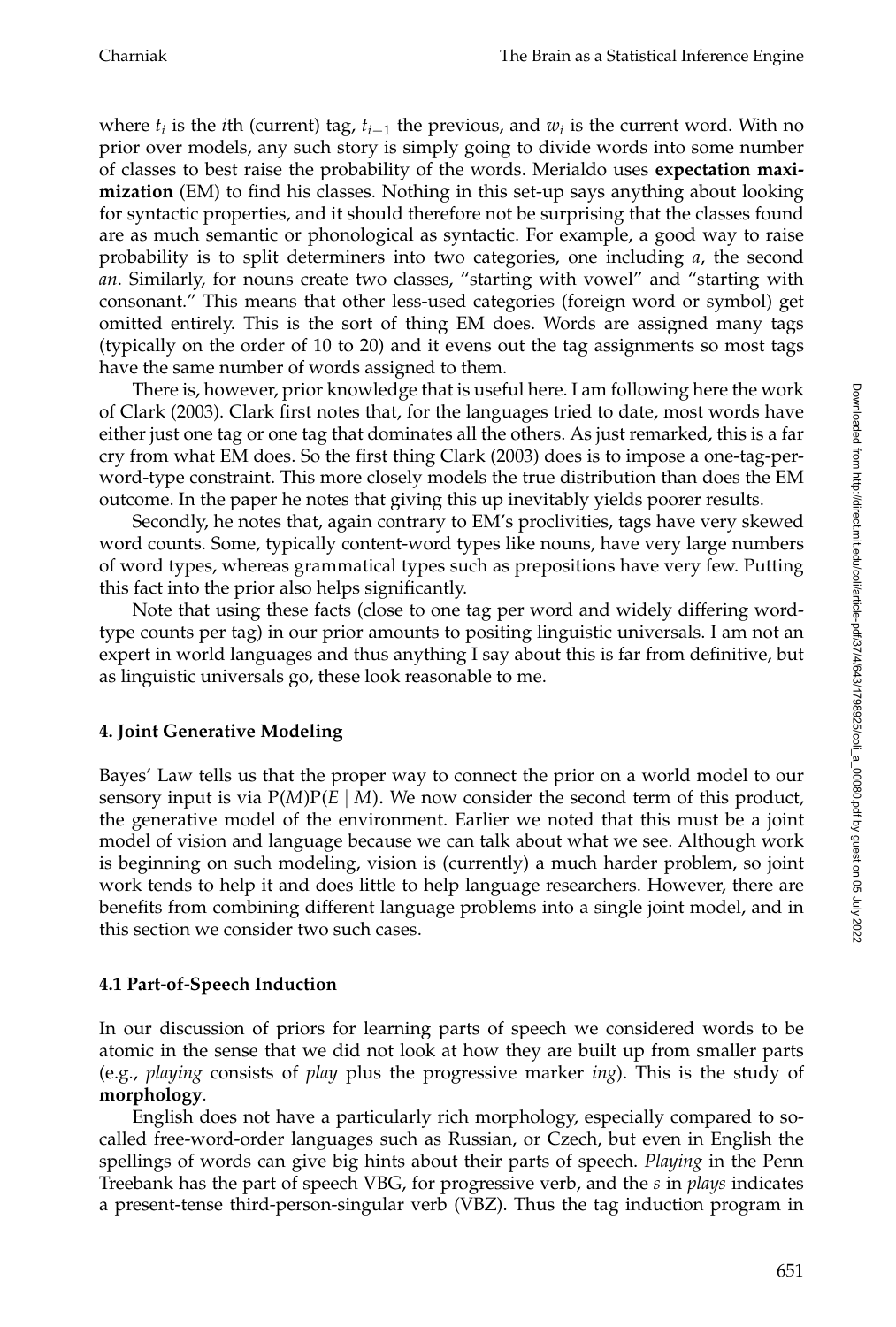where $t_i$ is the $i$th (current) tag, $t_{i-1}$ the previous, and $w_i$ is the current word. With no prior over models, any such story is simply going to divide words into some number of classes to best raise the probability of the words. Merialdo uses **expectation maximization** (EM) to find his classes. Nothing in this set-up says anything about looking for syntactic properties, and it should therefore not be surprising that the classes found are as much semantic or phonological as syntactic. For example, a good way to raise probability is to split determiners into two categories, one including *a*, the second *an*. Similarly, for nouns create two classes, "starting with vowel" and "starting with consonant." This means that other less-used categories (foreign word or symbol) get omitted entirely. This is the sort of thing EM does. Words are assigned many tags (typically on the order of 10 to 20) and it evens out the tag assignments so most tags have the same number of words assigned to them.

There is, however, prior knowledge that is useful here. I am following here the work of Clark (2003). Clark first notes that, for the languages tried to date, most words have either just one tag or one tag that dominates all the others. As just remarked, this is a far cry from what EM does. So the first thing Clark (2003) does is to impose a one-tag-per-word-type constraint. This more closely models the true distribution than does the EM outcome. In the paper he notes that giving this up inevitably yields poorer results.

Secondly, he notes that, again contrary to EM's proclivities, tags have very skewed word counts. Some, typically content-word types like nouns, have very large numbers of word types, whereas grammatical types such as prepositions have very few. Putting this fact into the prior also helps significantly.

Note that using these facts (close to one tag per word and widely differing word-type counts per tag) in our prior amounts to positing linguistic universals. I am not an expert in world languages and thus anything I say about this is far from definitive, but as linguistic universals go, these look reasonable to me.

## 4. Joint Generative Modeling

Bayes' Law tells us that the proper way to connect the prior on a world model to our sensory input is via $\mathrm{P}(M)\mathrm{P}(E \mid M)$. We now consider the second term of this product, the generative model of the environment. Earlier we noted that this must be a joint model of vision and language because we can talk about what we see. Although work is beginning on such modeling, vision is (currently) a much harder problem, so joint work tends to help it and does little to help language researchers. However, there are benefits from combining different language problems into a single joint model, and in this section we consider two such cases.

### 4.1 Part-of-Speech Induction

In our discussion of priors for learning parts of speech we considered words to be atomic in the sense that we did not look at how they are built up from smaller parts (e.g., *playing* consists of *play* plus the progressive marker *ing*). This is the study of **morphology**.

English does not have a particularly rich morphology, especially compared to so-called free-word-order languages such as Russian, or Czech, but even in English the spellings of words can give big hints about their parts of speech. *Playing* in the Penn Treebank has the part of speech VBG, for progressive verb, and the *s* in *plays* indicates a present-tense third-person-singular verb (VBZ). Thus the tag induction program in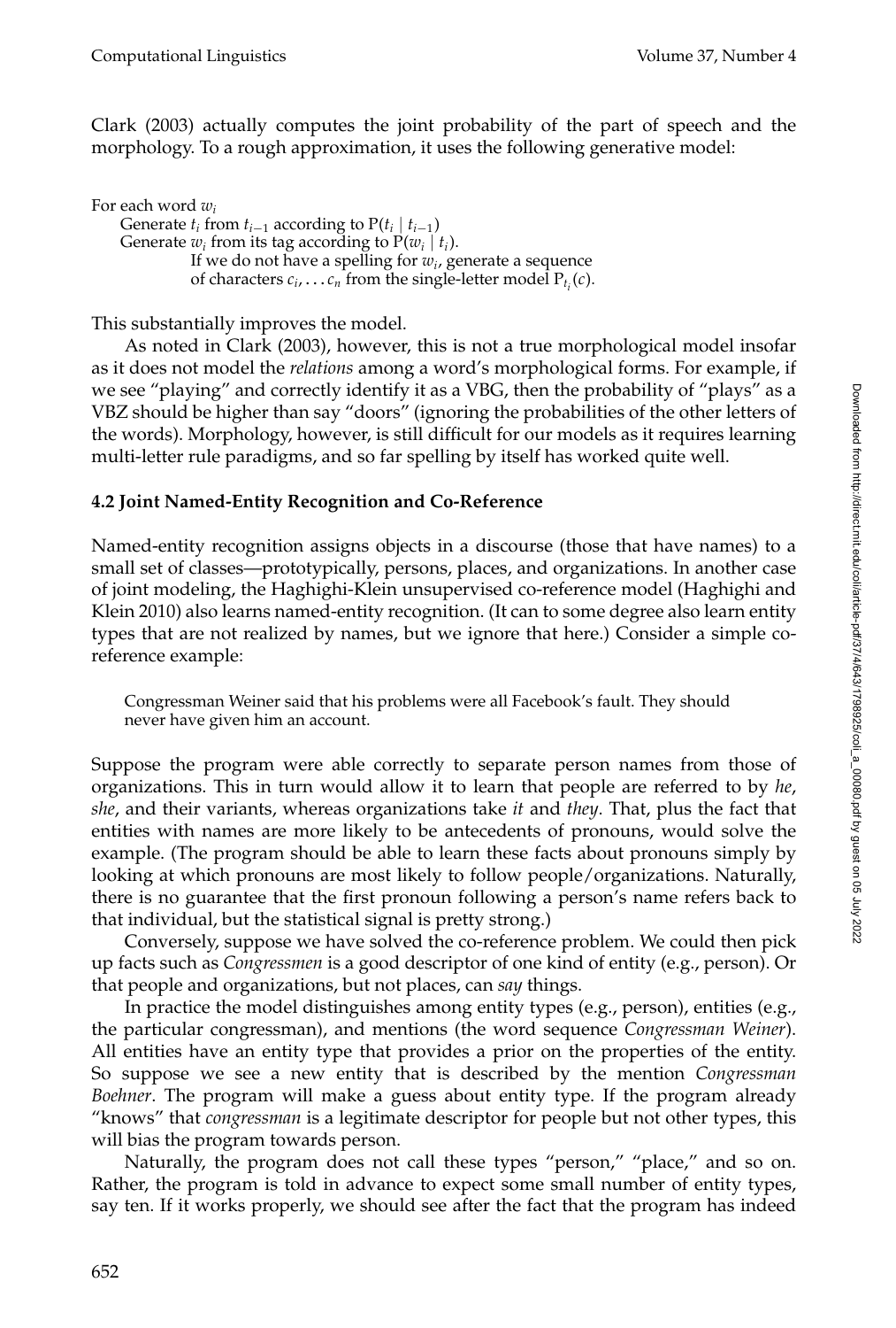Clark (2003) actually computes the joint probability of the part of speech and the morphology. To a rough approximation, it uses the following generative model:

For each word $w_i$
  Generate $t_i$ from $t_{i-1}$ according to $\mathrm{P}(t_i \mid t_{i-1})$
  Generate $w_i$ from its tag according to $\mathrm{P}(w_i \mid t_i)$.
    If we do not have a spelling for $w_i$, generate a sequence
    of characters $c_i, \ldots c_n$ from the single-letter model $\mathrm{P}_{t_i}(c)$.

This substantially improves the model.

As noted in Clark (2003), however, this is not a true morphological model insofar as it does not model the *relations* among a word's morphological forms. For example, if we see "playing" and correctly identify it as a VBG, then the probability of "plays" as a VBZ should be higher than say "doors" (ignoring the probabilities of the other letters of the words). Morphology, however, is still difficult for our models as it requires learning multi-letter rule paradigms, and so far spelling by itself has worked quite well.

### 4.2 Joint Named-Entity Recognition and Co-Reference

Named-entity recognition assigns objects in a discourse (those that have names) to a small set of classes—prototypically, persons, places, and organizations. In another case of joint modeling, the Haghighi-Klein unsupervised co-reference model (Haghighi and Klein 2010) also learns named-entity recognition. (It can to some degree also learn entity types that are not realized by names, but we ignore that here.) Consider a simple co-reference example:

> Congressman Weiner said that his problems were all Facebook's fault. They should never have given him an account.

Suppose the program were able correctly to separate person names from those of organizations. This in turn would allow it to learn that people are referred to by *he*, *she*, and their variants, whereas organizations take *it* and *they*. That, plus the fact that entities with names are more likely to be antecedents of pronouns, would solve the example. (The program should be able to learn these facts about pronouns simply by looking at which pronouns are most likely to follow people/organizations. Naturally, there is no guarantee that the first pronoun following a person's name refers back to that individual, but the statistical signal is pretty strong.)

Conversely, suppose we have solved the co-reference problem. We could then pick up facts such as *Congressmen* is a good descriptor of one kind of entity (e.g., person). Or that people and organizations, but not places, can *say* things.

In practice the model distinguishes among entity types (e.g., person), entities (e.g., the particular congressman), and mentions (the word sequence *Congressman Weiner*). All entities have an entity type that provides a prior on the properties of the entity. So suppose we see a new entity that is described by the mention *Congressman Boehner*. The program will make a guess about entity type. If the program already "knows" that *congressman* is a legitimate descriptor for people but not other types, this will bias the program towards person.

Naturally, the program does not call these types "person," "place," and so on. Rather, the program is told in advance to expect some small number of entity types, say ten. If it works properly, we should see after the fact that the program has indeed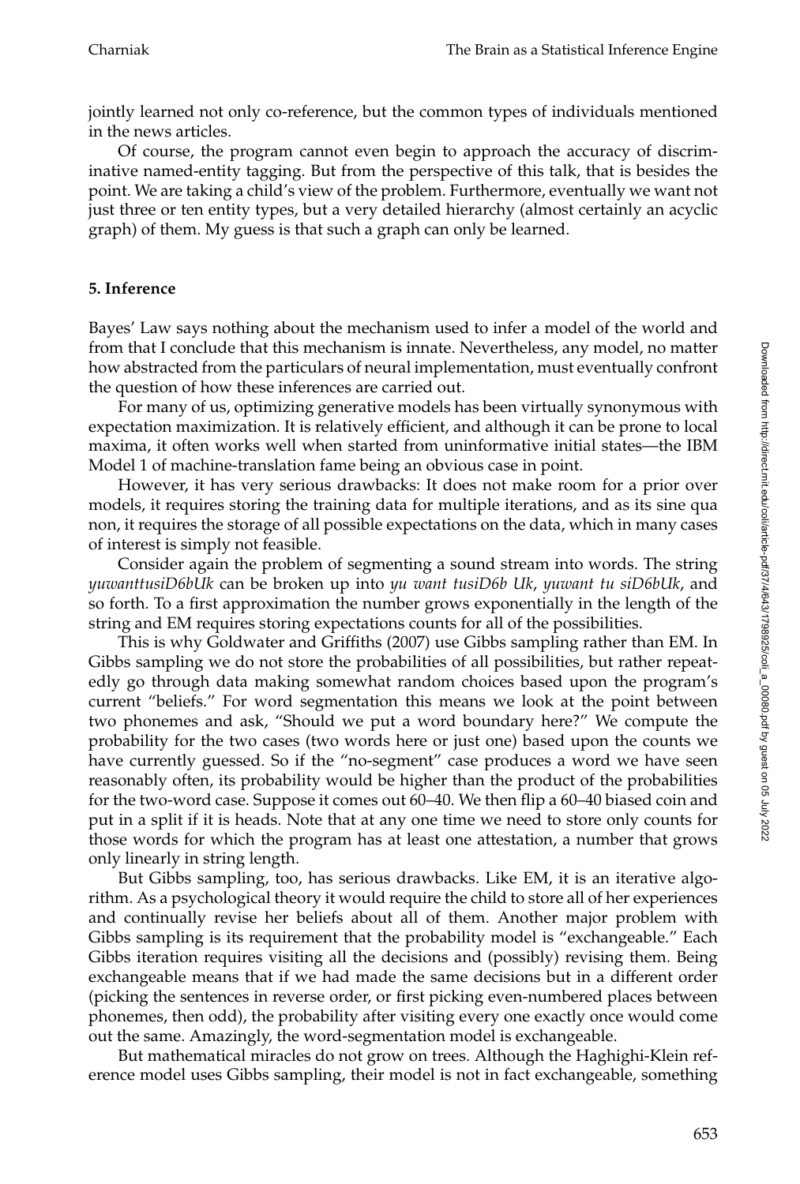jointly learned not only co-reference, but the common types of individuals mentioned in the news articles.

Of course, the program cannot even begin to approach the accuracy of discriminative named-entity tagging. But from the perspective of this talk, that is besides the point. We are taking a child's view of the problem. Furthermore, eventually we want not just three or ten entity types, but a very detailed hierarchy (almost certainly an acyclic graph) of them. My guess is that such a graph can only be learned.

## 5. Inference

Bayes' Law says nothing about the mechanism used to infer a model of the world and from that I conclude that this mechanism is innate. Nevertheless, any model, no matter how abstracted from the particulars of neural implementation, must eventually confront the question of how these inferences are carried out.

For many of us, optimizing generative models has been virtually synonymous with expectation maximization. It is relatively efficient, and although it can be prone to local maxima, it often works well when started from uninformative initial states—the IBM Model 1 of machine-translation fame being an obvious case in point.

However, it has very serious drawbacks: It does not make room for a prior over models, it requires storing the training data for multiple iterations, and as its sine qua non, it requires the storage of all possible expectations on the data, which in many cases of interest is simply not feasible.

Consider again the problem of segmenting a sound stream into words. The string *yuwanttusiD6bUk* can be broken up into *yu want tusiD6b Uk*, *yuwant tu siD6bUk*, and so forth. To a first approximation the number grows exponentially in the length of the string and EM requires storing expectations counts for all of the possibilities.

This is why Goldwater and Griffiths (2007) use Gibbs sampling rather than EM. In Gibbs sampling we do not store the probabilities of all possibilities, but rather repeatedly go through data making somewhat random choices based upon the program's current "beliefs." For word segmentation this means we look at the point between two phonemes and ask, "Should we put a word boundary here?" We compute the probability for the two cases (two words here or just one) based upon the counts we have currently guessed. So if the "no-segment" case produces a word we have seen reasonably often, its probability would be higher than the product of the probabilities for the two-word case. Suppose it comes out 60–40. We then flip a 60–40 biased coin and put in a split if it is heads. Note that at any one time we need to store only counts for those words for which the program has at least one attestation, a number that grows only linearly in string length.

But Gibbs sampling, too, has serious drawbacks. Like EM, it is an iterative algorithm. As a psychological theory it would require the child to store all of her experiences and continually revise her beliefs about all of them. Another major problem with Gibbs sampling is its requirement that the probability model is "exchangeable." Each Gibbs iteration requires visiting all the decisions and (possibly) revising them. Being exchangeable means that if we had made the same decisions but in a different order (picking the sentences in reverse order, or first picking even-numbered places between phonemes, then odd), the probability after visiting every one exactly once would come out the same. Amazingly, the word-segmentation model is exchangeable.

But mathematical miracles do not grow on trees. Although the Haghighi-Klein reference model uses Gibbs sampling, their model is not in fact exchangeable, something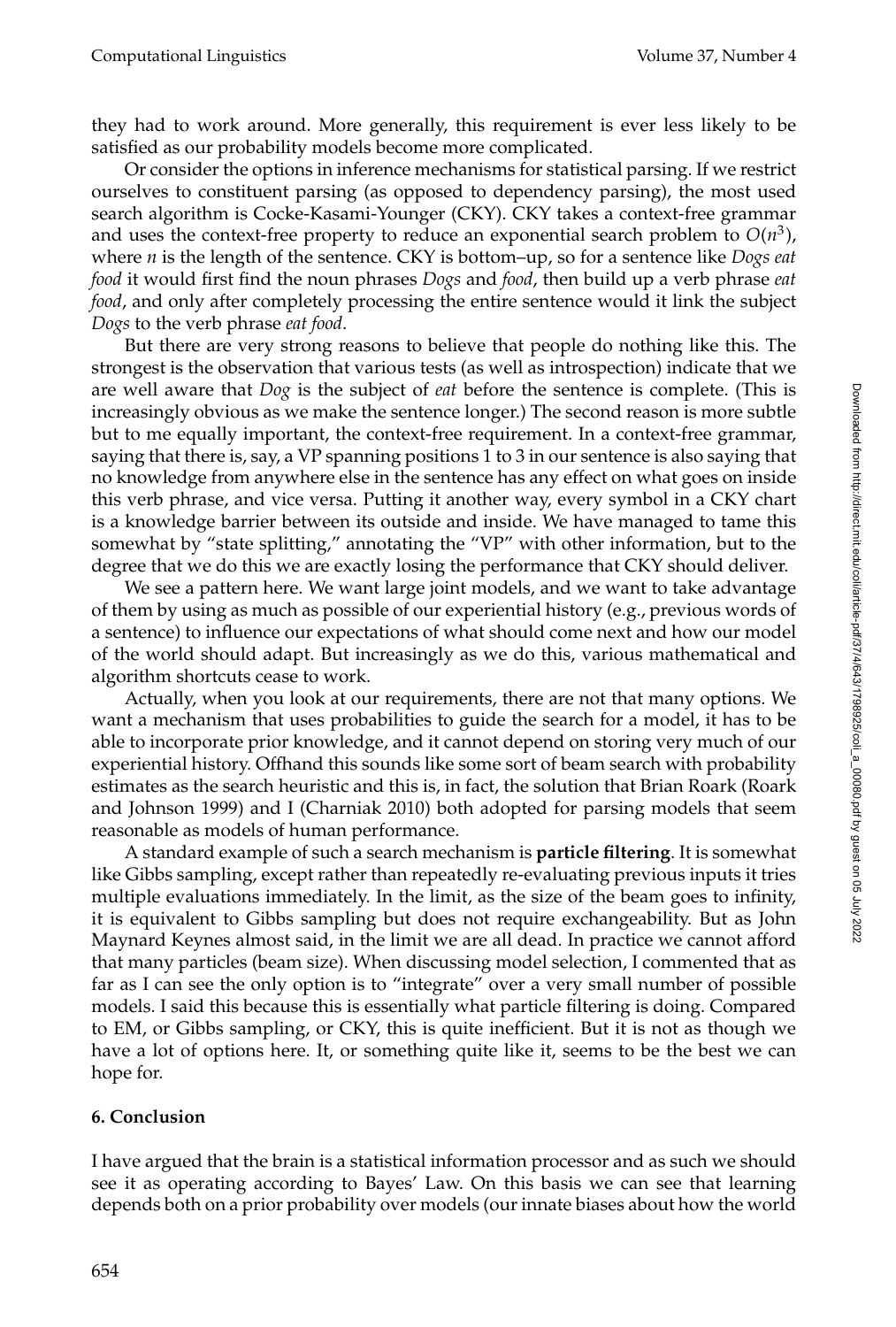they had to work around. More generally, this requirement is ever less likely to be satisfied as our probability models become more complicated.

Or consider the options in inference mechanisms for statistical parsing. If we restrict ourselves to constituent parsing (as opposed to dependency parsing), the most used search algorithm is Cocke-Kasami-Younger (CKY). CKY takes a context-free grammar and uses the context-free property to reduce an exponential search problem to $O(n^3)$, where $n$ is the length of the sentence. CKY is bottom–up, so for a sentence like *Dogs eat food* it would first find the noun phrases *Dogs* and *food*, then build up a verb phrase *eat food*, and only after completely processing the entire sentence would it link the subject *Dogs* to the verb phrase *eat food*.

But there are very strong reasons to believe that people do nothing like this. The strongest is the observation that various tests (as well as introspection) indicate that we are well aware that *Dog* is the subject of *eat* before the sentence is complete. (This is increasingly obvious as we make the sentence longer.) The second reason is more subtle but to me equally important, the context-free requirement. In a context-free grammar, saying that there is, say, a VP spanning positions 1 to 3 in our sentence is also saying that no knowledge from anywhere else in the sentence has any effect on what goes on inside this verb phrase, and vice versa. Putting it another way, every symbol in a CKY chart is a knowledge barrier between its outside and inside. We have managed to tame this somewhat by "state splitting," annotating the "VP" with other information, but to the degree that we do this we are exactly losing the performance that CKY should deliver.

We see a pattern here. We want large joint models, and we want to take advantage of them by using as much as possible of our experiential history (e.g., previous words of a sentence) to influence our expectations of what should come next and how our model of the world should adapt. But increasingly as we do this, various mathematical and algorithm shortcuts cease to work.

Actually, when you look at our requirements, there are not that many options. We want a mechanism that uses probabilities to guide the search for a model, it has to be able to incorporate prior knowledge, and it cannot depend on storing very much of our experiential history. Offhand this sounds like some sort of beam search with probability estimates as the search heuristic and this is, in fact, the solution that Brian Roark (Roark and Johnson 1999) and I (Charniak 2010) both adopted for parsing models that seem reasonable as models of human performance.

A standard example of such a search mechanism is **particle filtering**. It is somewhat like Gibbs sampling, except rather than repeatedly re-evaluating previous inputs it tries multiple evaluations immediately. In the limit, as the size of the beam goes to infinity, it is equivalent to Gibbs sampling but does not require exchangeability. But as John Maynard Keynes almost said, in the limit we are all dead. In practice we cannot afford that many particles (beam size). When discussing model selection, I commented that as far as I can see the only option is to "integrate" over a very small number of possible models. I said this because this is essentially what particle filtering is doing. Compared to EM, or Gibbs sampling, or CKY, this is quite inefficient. But it is not as though we have a lot of options here. It, or something quite like it, seems to be the best we can hope for.

## 6. Conclusion

I have argued that the brain is a statistical information processor and as such we should see it as operating according to Bayes' Law. On this basis we can see that learning depends both on a prior probability over models (our innate biases about how the world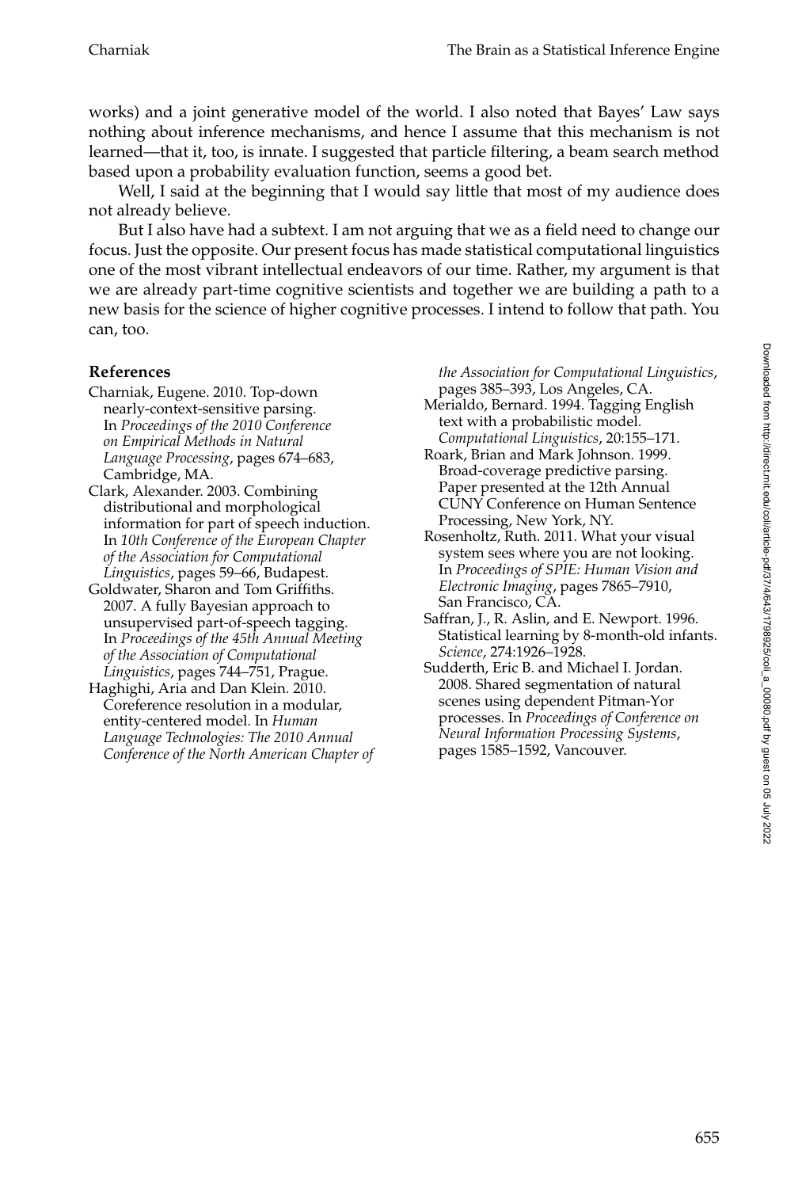works) and a joint generative model of the world. I also noted that Bayes' Law says nothing about inference mechanisms, and hence I assume that this mechanism is not learned—that it, too, is innate. I suggested that particle filtering, a beam search method based upon a probability evaluation function, seems a good bet.

Well, I said at the beginning that I would say little that most of my audience does not already believe.

But I also have had a subtext. I am not arguing that we as a field need to change our focus. Just the opposite. Our present focus has made statistical computational linguistics one of the most vibrant intellectual endeavors of our time. Rather, my argument is that we are already part-time cognitive scientists and together we are building a path to a new basis for the science of higher cognitive processes. I intend to follow that path. You can, too.

## References

Charniak, Eugene. 2010. Top-down nearly-context-sensitive parsing. In *Proceedings of the 2010 Conference on Empirical Methods in Natural Language Processing*, pages 674–683, Cambridge, MA.

Clark, Alexander. 2003. Combining distributional and morphological information for part of speech induction. In *10th Conference of the European Chapter of the Association for Computational Linguistics*, pages 59–66, Budapest.

Goldwater, Sharon and Tom Griffiths. 2007. A fully Bayesian approach to unsupervised part-of-speech tagging. In *Proceedings of the 45th Annual Meeting of the Association of Computational Linguistics*, pages 744–751, Prague.

Haghighi, Aria and Dan Klein. 2010. Coreference resolution in a modular, entity-centered model. In *Human Language Technologies: The 2010 Annual Conference of the North American Chapter of the Association for Computational Linguistics*, pages 385–393, Los Angeles, CA.

Merialdo, Bernard. 1994. Tagging English text with a probabilistic model. *Computational Linguistics*, 20:155–171.

Roark, Brian and Mark Johnson. 1999. Broad-coverage predictive parsing. Paper presented at the 12th Annual CUNY Conference on Human Sentence Processing, New York, NY.

Rosenholtz, Ruth. 2011. What your visual system sees where you are not looking. In *Proceedings of SPIE: Human Vision and Electronic Imaging*, pages 7865–7910, San Francisco, CA.

Saffran, J., R. Aslin, and E. Newport. 1996. Statistical learning by 8-month-old infants. *Science*, 274:1926–1928.

Sudderth, Eric B. and Michael I. Jordan. 2008. Shared segmentation of natural scenes using dependent Pitman-Yor processes. In *Proceedings of Conference on Neural Information Processing Systems*, pages 1585–1592, Vancouver.